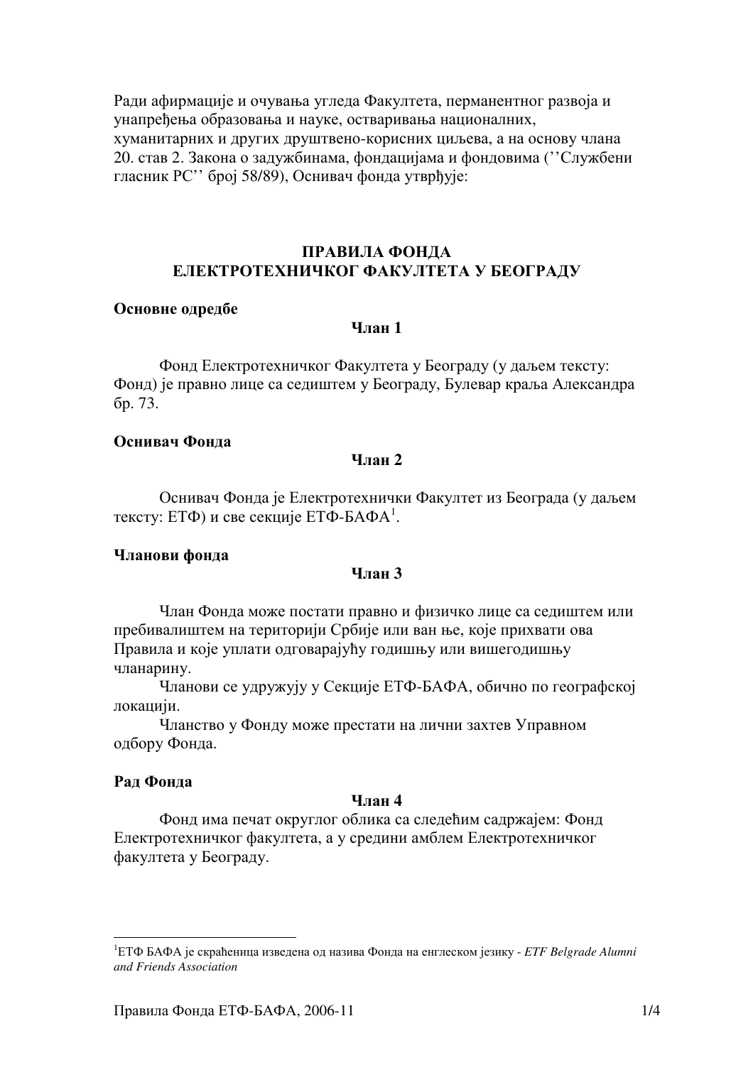Ради афирмације и очувања угледа Факултета, перманентног развоја и унапређења образовања и науке, остваривања националних, хуманитарних и других друштвено-корисних циљева, а на основу члана 20. став 2. Закона о задужбинама, фондацијама и фондовима (''Службени гласник РС'' број 58/89), Оснивач фонда утврђује:

# ПРАВИЛА ФОНДА ЕЛЕКТРОТЕХНИЧКОГ ФАКУЛТЕТА У БЕОГРАДУ

**Основне одредбе**

**Члан 1**

Фонд Електротехничког Факултета у Београду (у даљем тексту: Фонд) је правно лице са седиштем у Београду, Булевар краља Александра бр. 73.

**Оснивач Фонда**

**Члан 2**

Оснивач Фонда је Електротехнички Факултет из Београда (у даљем тексту: ЕТФ) и све секције ЕТФ-БАФА[1].

**Чланови фонда**

**Члан 3**

Члан Фонда може постати правно и физичко лице са седиштем или пребивалиштем на територији Србије или ван ње, које прихвати ова Правила и које уплати одговарајућу годишњу или вишегодишњу чланарину.

Чланови се удружују у Секције ЕТФ-БАФА, обично по географској локацији.

Чланство у Фонду може престати на лични захтев Управном одбору Фонда.

**Рад Фонда**

**Члан 4**

Фонд има печат округлог облика са следећим садржајем: Фонд Електротехничког факултета, а у средини амблем Електротехничког факултета у Београду.

[1] ЕТФ БАФА је скраћеница изведена од назива Фонда на енглеском језику - *ETF Belgrade Alumni and Friends Association*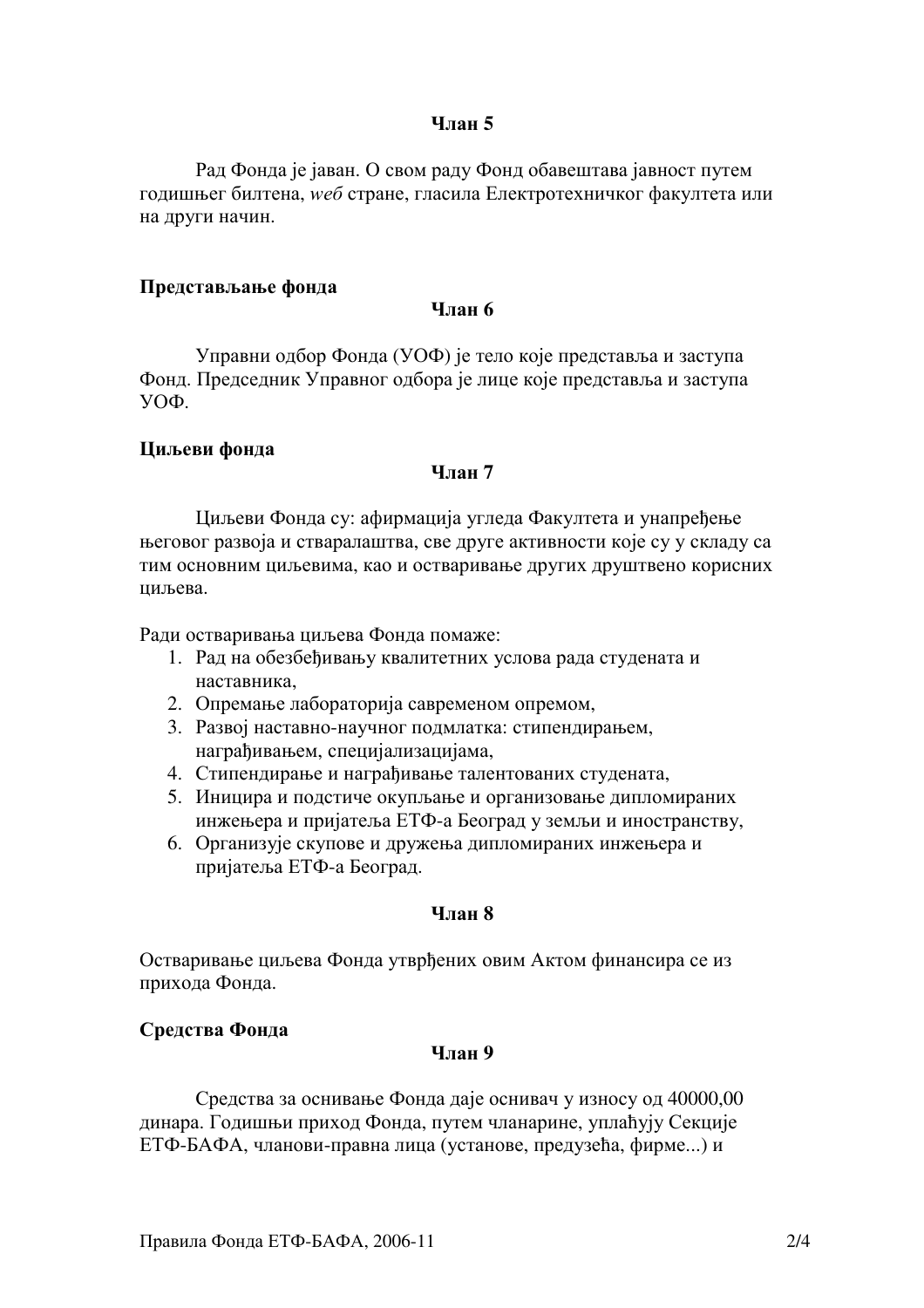**Члан 5**

Рад Фонда је јаван. О свом раду Фонд обавештава јавност путем годишњег билтена, *веб* стране, гласила Електротехничког факултета или на други начин.

**Представљање фонда**

**Члан 6**

Управни одбор Фонда (УОФ) је тело које представља и заступа Фонд. Председник Управног одбора је лице које представља и заступа УОФ.

**Циљеви фонда**

**Члан 7**

Циљеви Фонда су: афирмација угледа Факултета и унапређење његовог развоја и стваралаштва, све друге активности које су у складу са тим основним циљевима, као и остваривање других друштвено корисних циљева.

Ради остваривања циљева Фонда помаже:

1. Рад на обезбеђивању квалитетних услова рада студената и наставника,
2. Опремање лабораторија савременом опремом,
3. Развој наставно-научног подмлатка: стипендирањем, награђивањем, специјализацијама,
4. Стипендирање и награђивање талентованих студената,
5. Иницира и подстиче окупљање и организовање дипломираних инжењера и пријатеља ЕТФ-а Београд у земљи и иностранству,
6. Организује скупове и дружења дипломираних инжењера и пријатеља ЕТФ-а Београд.

**Члан 8**

Остваривање циљева Фонда утврђених овим Актом финансира се из прихода Фонда.

**Средства Фонда**

**Члан 9**

Средства за оснивање Фонда даје оснивач у износу од 40000,00 динара. Годишњи приход Фонда, путем чланарине, уплаћују Секције ЕТФ-БАФА, чланови-правна лица (установе, предузећа, фирме...) и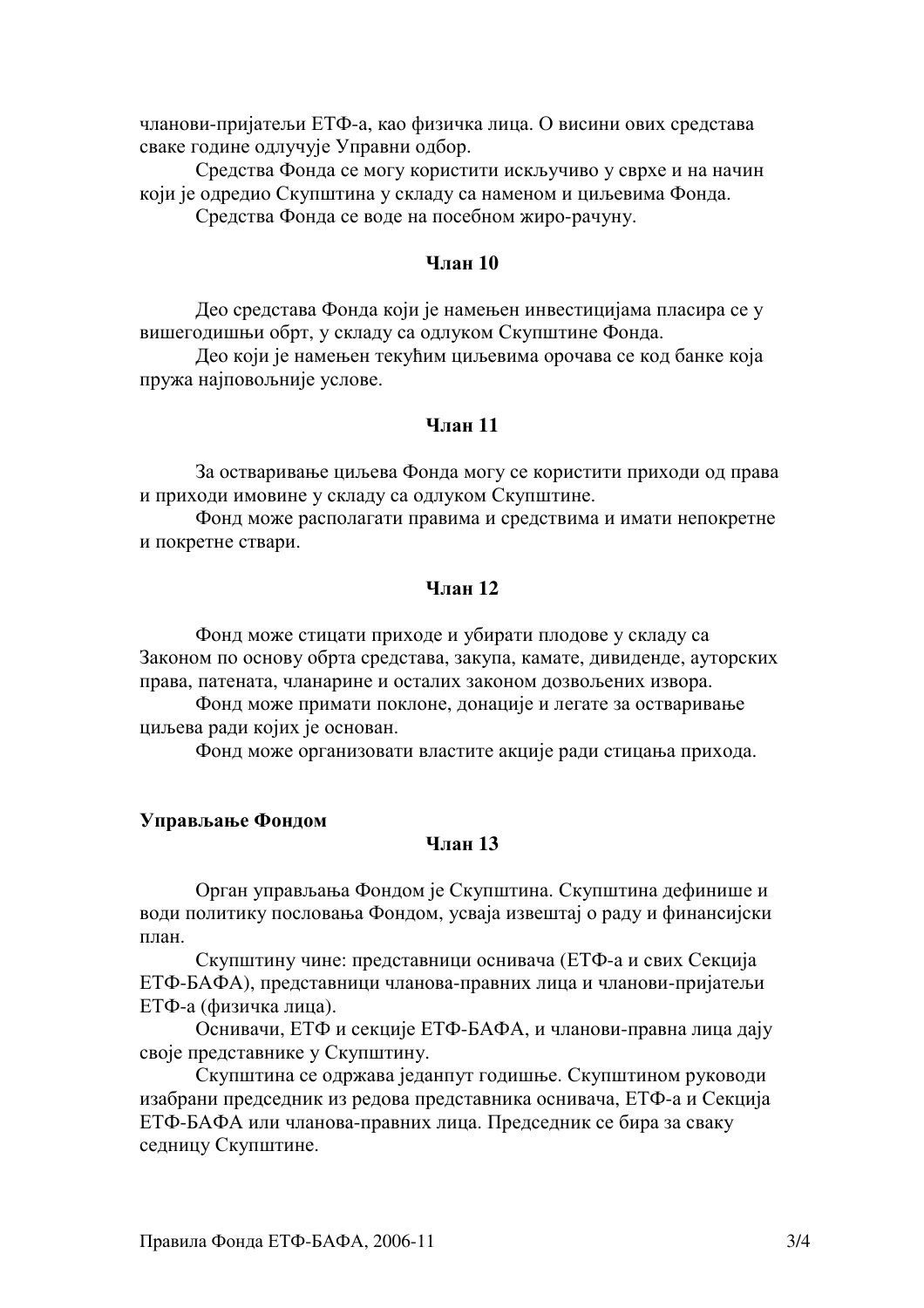чланови-пријатељи ЕТФ-а, као физичка лица. О висини ових средстава сваке године одлучује Управни одбор.

Средства Фонда се могу користити искључиво у сврхе и на начин који је одредио Скупштина у складу са наменом и циљевима Фонда.

Средства Фонда се воде на посебном жиро-рачуну.

**Члан 10**

Део средстава Фонда који је намењен инвестицијама пласира се у вишегодишњи обрт, у складу са одлуком Скупштине Фонда.

Део који је намењен текућим циљевима орочава се код банке која пружа најповољније услове.

**Члан 11**

За остваривање циљева Фонда могу се користити приходи од права и приходи имовине у складу са одлуком Скупштине.

Фонд може располагати правима и средствима и имати непокретне и покретне ствари.

**Члан 12**

Фонд може стицати приходе и убирати плодове у складу са Законом по основу обрта средстава, закупа, камате, дивиденде, ауторских права, патената, чланарине и осталих законом дозвољених извора.

Фонд може примати поклоне, донације и легате за остваривање циљева ради којих је основан.

Фонд може организовати властите акције ради стицања прихода.

**Управљање Фондом**

**Члан 13**

Орган управљања Фондом је Скупштина. Скупштина дефинише и води политику пословања Фондом, усваја извештај о раду и финансијски план.

Скупштину чине: представници оснивача (ЕТФ-а и свих Секција ЕТФ-БАФА), представници чланова-правних лица и чланови-пријатељи ЕТФ-а (физичка лица).

Оснивачи, ЕТФ и секције ЕТФ-БАФА, и чланови-правна лица дају своје представнике у Скупштину.

Скупштина се одржава једанпут годишње. Скупштином руководи изабрани председник из редова представника оснивача, ЕТФ-а и Секција ЕТФ-БАФА или чланова-правних лица. Председник се бира за сваку седницу Скупштине.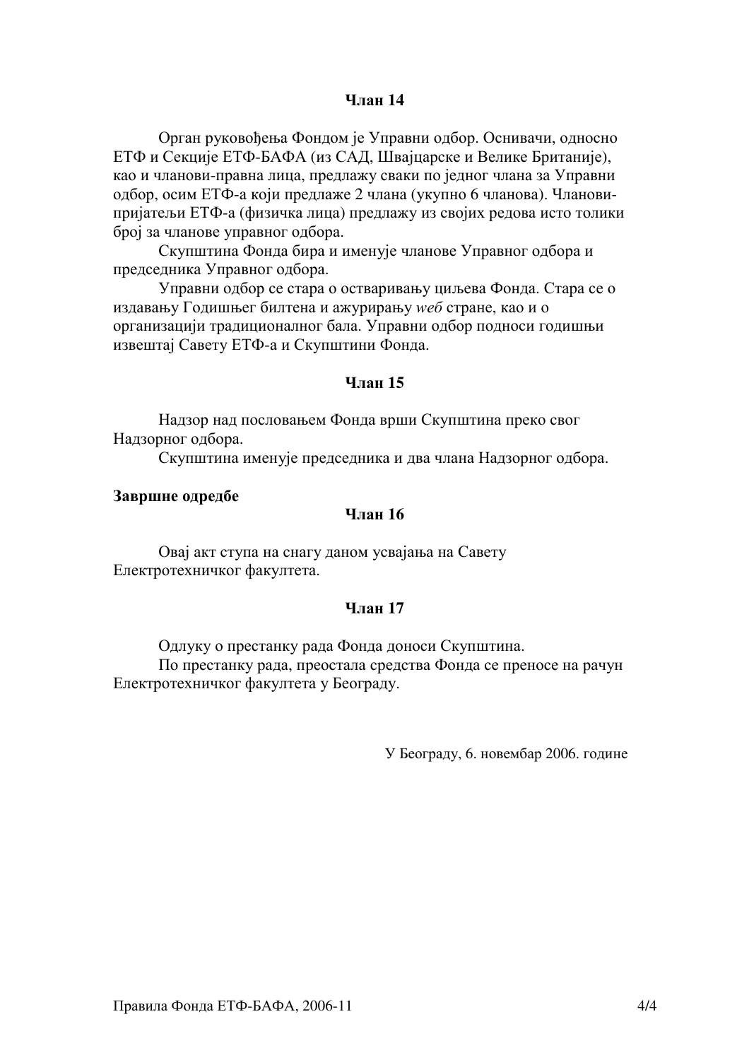**Члан 14**

Орган руковођења Фондом је Управни одбор. Оснивачи, односно ЕТФ и Секције ЕТФ-БАФА (из САД, Швајцарске и Велике Британије), као и чланови-правна лица, предлажу сваки по једног члана за Управни одбор, осим ЕТФ-а који предлаже 2 члана (укупно 6 чланова). Чланови-пријатељи ЕТФ-а (физичка лица) предлажу из својих редова исто толики број за чланове управног одбора.

Скупштина Фонда бира и именује чланове Управног одбора и председника Управног одбора.

Управни одбор се стара о остваривању циљева Фонда. Стара се о издавању Годишњег билтена и ажурирању *веб* стране, као и о организацији традиционалног бала. Управни одбор подноси годишњи извештај Савету ЕТФ-а и Скупштини Фонда.

**Члан 15**

Надзор над пословањем Фонда врши Скупштина преко свог Надзорног одбора.

Скупштина именује председника и два члана Надзорног одбора.

**Завршне одредбе**

**Члан 16**

Овај акт ступа на снагу даном усвајања на Савету Електротехничког факултета.

**Члан 17**

Одлуку о престанку рада Фонда доноси Скупштина.

По престанку рада, преостала средства Фонда се преносе на рачун Електротехничког факултета у Београду.

У Београду, 6. новембар 2006. године